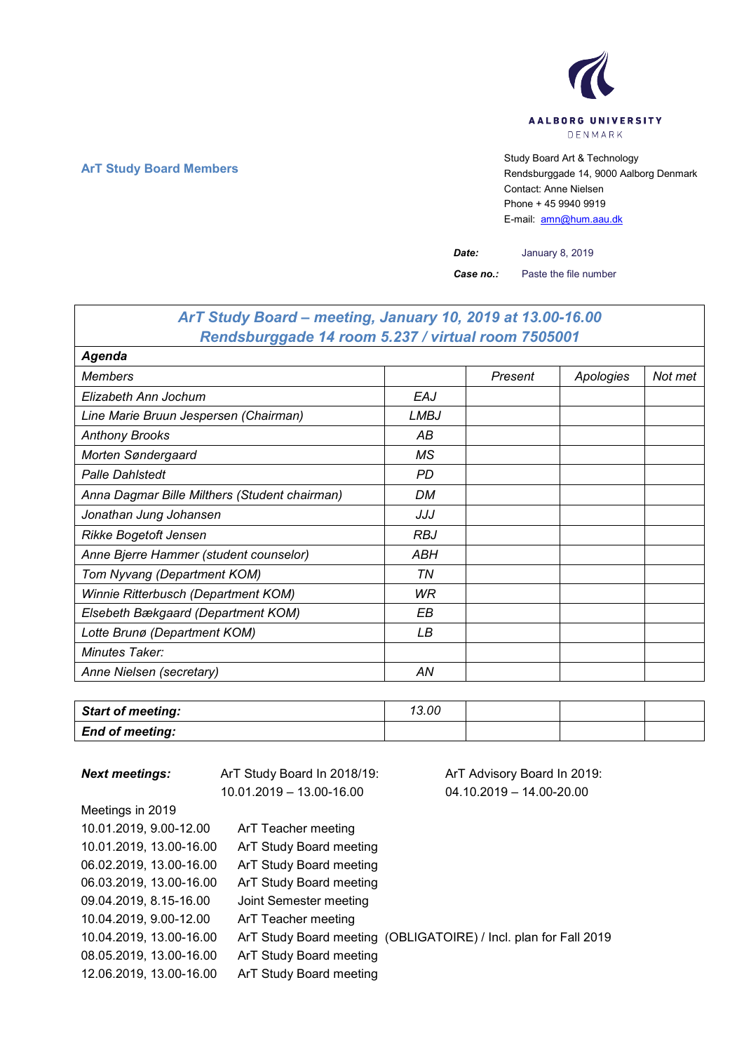AALBORG UNIVERSITY
DENMARK

**ArT Study Board Members**

Study Board Art & Technology
Rendsburggade 14, 9000 Aalborg Denmark
Contact: Anne Nielsen
Phone + 45 9940 9919
E-mail: amn@hum.aau.dk

***Date:*** January 8, 2019

***Case no.:*** Paste the file number

## *ArT Study Board – meeting, January 10, 2019 at 13.00-16.00*
## *Rendsburggade 14 room 5.237 / virtual room 7505001*

| ***Agenda*** | | | | |
|---|---|---|---|---|
| *Members* | | *Present* | *Apologies* | *Not met* |
| *Elizabeth Ann Jochum* | *EAJ* | | | |
| *Line Marie Bruun Jespersen (Chairman)* | *LMBJ* | | | |
| *Anthony Brooks* | *AB* | | | |
| *Morten Søndergaard* | *MS* | | | |
| *Palle Dahlstedt* | *PD* | | | |
| *Anna Dagmar Bille Milthers (Student chairman)* | *DM* | | | |
| *Jonathan Jung Johansen* | *JJJ* | | | |
| *Rikke Bogetoft Jensen* | *RBJ* | | | |
| *Anne Bjerre Hammer (student counselor)* | *ABH* | | | |
| *Tom Nyvang (Department KOM)* | *TN* | | | |
| *Winnie Ritterbusch (Department KOM)* | *WR* | | | |
| *Elsebeth Bækgaard (Department KOM)* | *EB* | | | |
| *Lotte Brunø (Department KOM)* | *LB* | | | |
| *Minutes Taker:* | | | | |
| *Anne Nielsen (secretary)* | *AN* | | | |

| ***Start of meeting:*** | *13.00* | | | |
|---|---|---|---|---|
| ***End of meeting:*** | | | | |

***Next meetings:*** ArT Study Board In 2018/19: 10.01.2019 – 13.00-16.00

ArT Advisory Board In 2019: 04.10.2019 – 14.00-20.00

Meetings in 2019

| | |
|---|---|
| 10.01.2019, 9.00-12.00 | ArT Teacher meeting |
| 10.01.2019, 13.00-16.00 | ArT Study Board meeting |
| 06.02.2019, 13.00-16.00 | ArT Study Board meeting |
| 06.03.2019, 13.00-16.00 | ArT Study Board meeting |
| 09.04.2019, 8.15-16.00 | Joint Semester meeting |
| 10.04.2019, 9.00-12.00 | ArT Teacher meeting |
| 10.04.2019, 13.00-16.00 | ArT Study Board meeting (OBLIGATOIRE) / Incl. plan for Fall 2019 |
| 08.05.2019, 13.00-16.00 | ArT Study Board meeting |
| 12.06.2019, 13.00-16.00 | ArT Study Board meeting |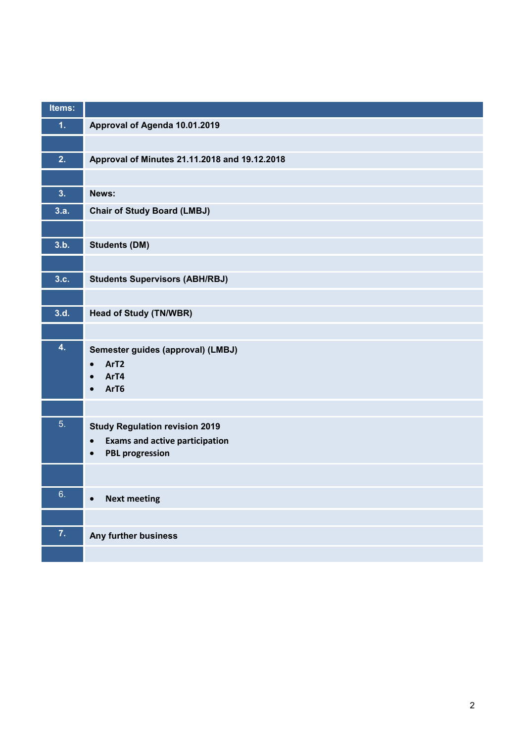| Items: | |
|---|---|
| 1. | **Approval of Agenda 10.01.2019** |
| | |
| 2. | **Approval of Minutes 21.11.2018 and 19.12.2018** |
| | |
| 3. | **News:** |
| 3.a. | **Chair of Study Board (LMBJ)** |
| | |
| 3.b. | **Students (DM)** |
| | |
| 3.c. | **Students Supervisors (ABH/RBJ)** |
| | |
| 3.d. | **Head of Study (TN/WBR)** |
| | |
| 4. | **Semester guides (approval) (LMBJ)**<br>• **ArT2**<br>• **ArT4**<br>• **ArT6** |
| | |
| 5. | **Study Regulation revision 2019**<br>• **Exams and active participation**<br>• **PBL progression** |
| | |
| 6. | • **Next meeting** |
| | |
| 7. | **Any further business** |
| | |